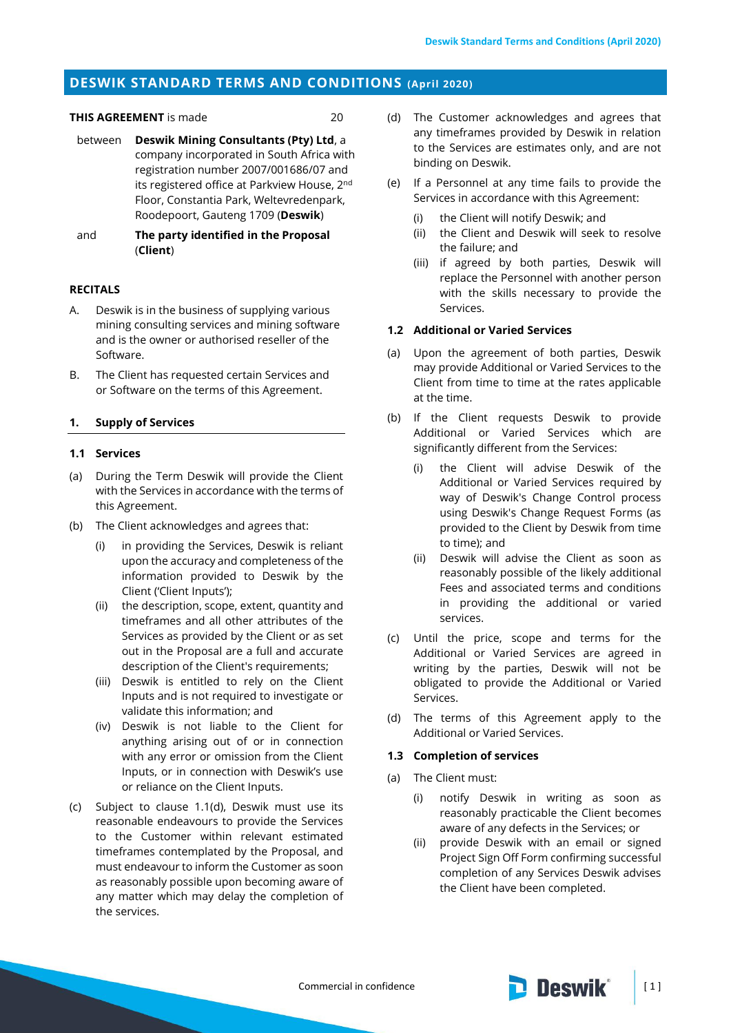# DESWIK STANDARD TERMS AND CONDITIONS (April 2020)

**THIS AGREEMENT** is made 20

between **Deswik Mining Consultants (Pty) Ltd**, a company incorporated in South Africa with registration number 2007/001686/07 and its registered office at Parkview House, 2nd Floor, Constantia Park, Weltevredenpark, Roodepoort, Gauteng 1709 (**Deswik**)

and **The party identified in the Proposal** (**Client**)

## RECITALS

A. Deswik is in the business of supplying various mining consulting services and mining software and is the owner or authorised reseller of the Software.

B. The Client has requested certain Services and or Software on the terms of this Agreement.

## 1. Supply of Services

### 1.1 Services

(a) During the Term Deswik will provide the Client with the Services in accordance with the terms of this Agreement.

(b) The Client acknowledges and agrees that:

(i) in providing the Services, Deswik is reliant upon the accuracy and completeness of the information provided to Deswik by the Client ('Client Inputs');

(ii) the description, scope, extent, quantity and timeframes and all other attributes of the Services as provided by the Client or as set out in the Proposal are a full and accurate description of the Client's requirements;

(iii) Deswik is entitled to rely on the Client Inputs and is not required to investigate or validate this information; and

(iv) Deswik is not liable to the Client for anything arising out of or in connection with any error or omission from the Client Inputs, or in connection with Deswik's use or reliance on the Client Inputs.

(c) Subject to clause 1.1(d), Deswik must use its reasonable endeavours to provide the Services to the Customer within relevant estimated timeframes contemplated by the Proposal, and must endeavour to inform the Customer as soon as reasonably possible upon becoming aware of any matter which may delay the completion of the services.

(d) The Customer acknowledges and agrees that any timeframes provided by Deswik in relation to the Services are estimates only, and are not binding on Deswik.

(e) If a Personnel at any time fails to provide the Services in accordance with this Agreement:

(i) the Client will notify Deswik; and

(ii) the Client and Deswik will seek to resolve the failure; and

(iii) if agreed by both parties, Deswik will replace the Personnel with another person with the skills necessary to provide the Services.

### 1.2 Additional or Varied Services

(a) Upon the agreement of both parties, Deswik may provide Additional or Varied Services to the Client from time to time at the rates applicable at the time.

(b) If the Client requests Deswik to provide Additional or Varied Services which are significantly different from the Services:

(i) the Client will advise Deswik of the Additional or Varied Services required by way of Deswik's Change Control process using Deswik's Change Request Forms (as provided to the Client by Deswik from time to time); and

(ii) Deswik will advise the Client as soon as reasonably possible of the likely additional Fees and associated terms and conditions in providing the additional or varied services.

(c) Until the price, scope and terms for the Additional or Varied Services are agreed in writing by the parties, Deswik will not be obligated to provide the Additional or Varied Services.

(d) The terms of this Agreement apply to the Additional or Varied Services.

### 1.3 Completion of services

(a) The Client must:

(i) notify Deswik in writing as soon as reasonably practicable the Client becomes aware of any defects in the Services; or

(ii) provide Deswik with an email or signed Project Sign Off Form confirming successful completion of any Services Deswik advises the Client have been completed.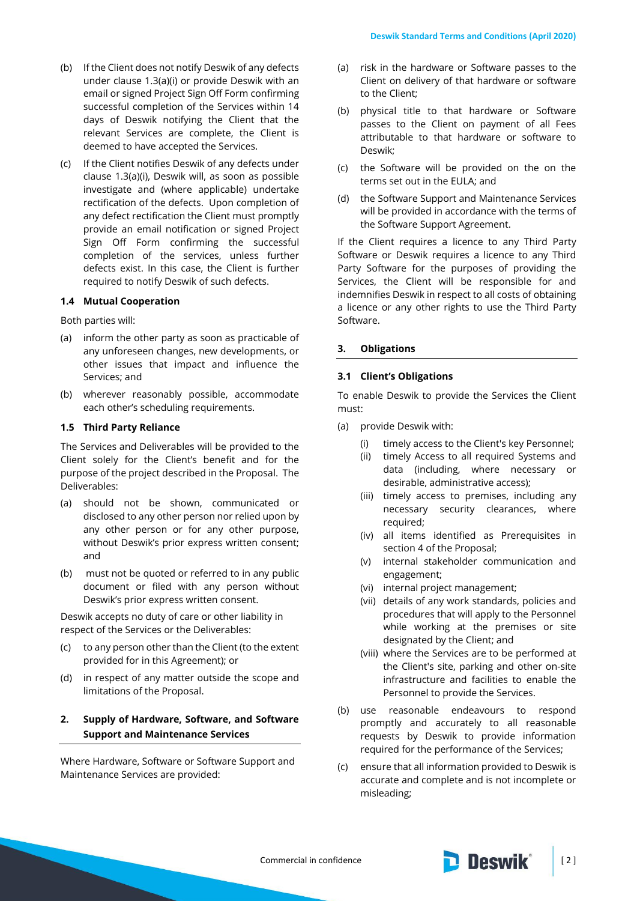(b) If the Client does not notify Deswik of any defects under clause 1.3(a)(i) or provide Deswik with an email or signed Project Sign Off Form confirming successful completion of the Services within 14 days of Deswik notifying the Client that the relevant Services are complete, the Client is deemed to have accepted the Services.

(c) If the Client notifies Deswik of any defects under clause 1.3(a)(i), Deswik will, as soon as possible investigate and (where applicable) undertake rectification of the defects. Upon completion of any defect rectification the Client must promptly provide an email notification or signed Project Sign Off Form confirming the successful completion of the services, unless further defects exist. In this case, the Client is further required to notify Deswik of such defects.

### 1.4 Mutual Cooperation

Both parties will:

(a) inform the other party as soon as practicable of any unforeseen changes, new developments, or other issues that impact and influence the Services; and

(b) wherever reasonably possible, accommodate each other's scheduling requirements.

### 1.5 Third Party Reliance

The Services and Deliverables will be provided to the Client solely for the Client's benefit and for the purpose of the project described in the Proposal. The Deliverables:

(a) should not be shown, communicated or disclosed to any other person nor relied upon by any other person or for any other purpose, without Deswik's prior express written consent; and

(b) must not be quoted or referred to in any public document or filed with any person without Deswik's prior express written consent.

Deswik accepts no duty of care or other liability in respect of the Services or the Deliverables:

(c) to any person other than the Client (to the extent provided for in this Agreement); or

(d) in respect of any matter outside the scope and limitations of the Proposal.

## 2. Supply of Hardware, Software, and Software Support and Maintenance Services

Where Hardware, Software or Software Support and Maintenance Services are provided:

(a) risk in the hardware or Software passes to the Client on delivery of that hardware or software to the Client;

(b) physical title to that hardware or Software passes to the Client on payment of all Fees attributable to that hardware or software to Deswik;

(c) the Software will be provided on the on the terms set out in the EULA; and

(d) the Software Support and Maintenance Services will be provided in accordance with the terms of the Software Support Agreement.

If the Client requires a licence to any Third Party Software or Deswik requires a licence to any Third Party Software for the purposes of providing the Services, the Client will be responsible for and indemnifies Deswik in respect to all costs of obtaining a licence or any other rights to use the Third Party Software.

## 3. Obligations

### 3.1 Client's Obligations

To enable Deswik to provide the Services the Client must:

(a) provide Deswik with:

  (i) timely access to the Client's key Personnel;
  (ii) timely Access to all required Systems and data (including, where necessary or desirable, administrative access);
  (iii) timely access to premises, including any necessary security clearances, where required;
  (iv) all items identified as Prerequisites in section 4 of the Proposal;
  (v) internal stakeholder communication and engagement;
  (vi) internal project management;
  (vii) details of any work standards, policies and procedures that will apply to the Personnel while working at the premises or site designated by the Client; and
  (viii) where the Services are to be performed at the Client's site, parking and other on-site infrastructure and facilities to enable the Personnel to provide the Services.

(b) use reasonable endeavours to respond promptly and accurately to all reasonable requests by Deswik to provide information required for the performance of the Services;

(c) ensure that all information provided to Deswik is accurate and complete and is not incomplete or misleading;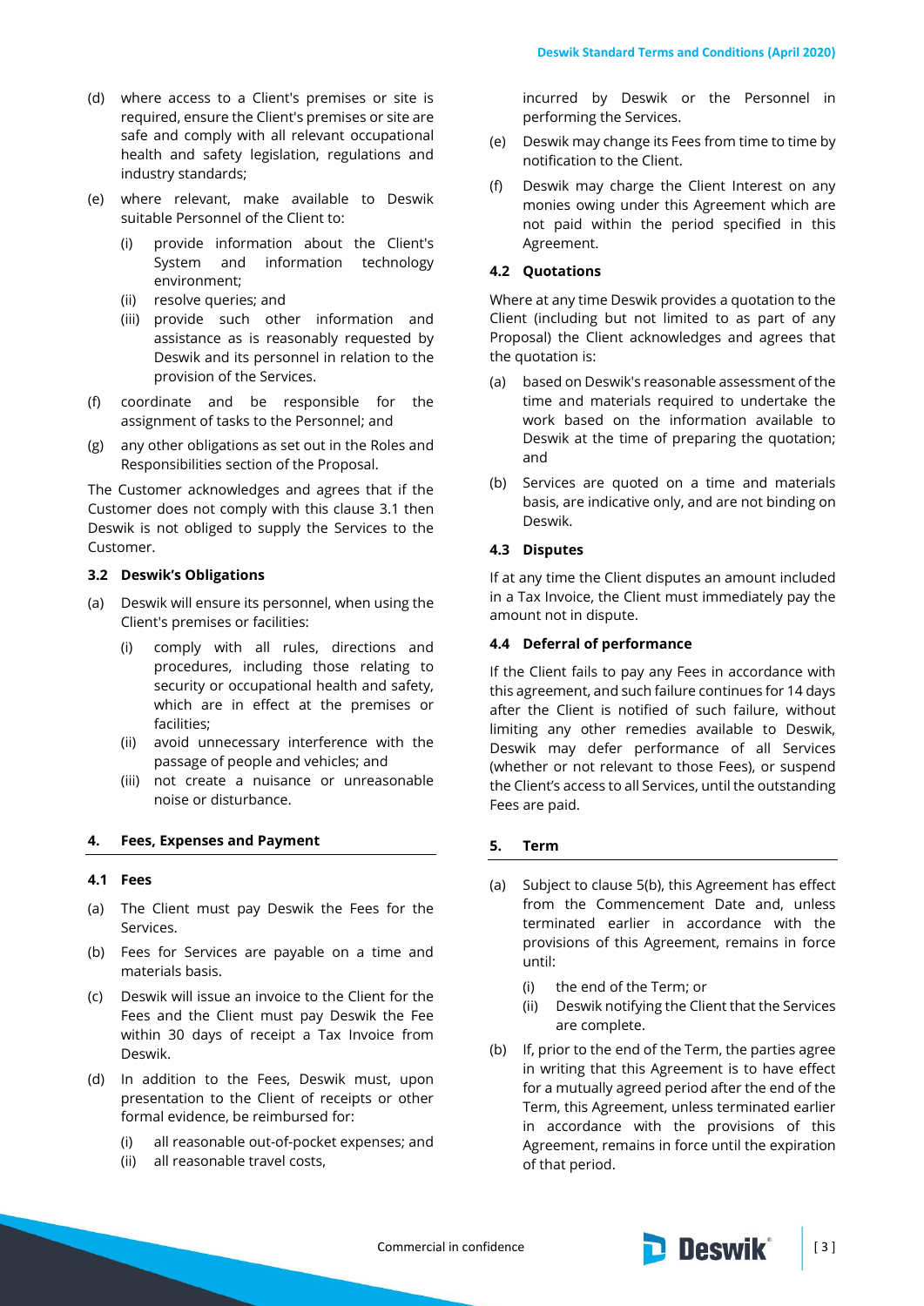(d) where access to a Client's premises or site is required, ensure the Client's premises or site are safe and comply with all relevant occupational health and safety legislation, regulations and industry standards;

(e) where relevant, make available to Deswik suitable Personnel of the Client to:

   (i) provide information about the Client's System and information technology environment;
   (ii) resolve queries; and
   (iii) provide such other information and assistance as is reasonably requested by Deswik and its personnel in relation to the provision of the Services.

(f) coordinate and be responsible for the assignment of tasks to the Personnel; and

(g) any other obligations as set out in the Roles and Responsibilities section of the Proposal.

The Customer acknowledges and agrees that if the Customer does not comply with this clause 3.1 then Deswik is not obliged to supply the Services to the Customer.

### 3.2 Deswik's Obligations

(a) Deswik will ensure its personnel, when using the Client's premises or facilities:

   (i) comply with all rules, directions and procedures, including those relating to security or occupational health and safety, which are in effect at the premises or facilities;
   (ii) avoid unnecessary interference with the passage of people and vehicles; and
   (iii) not create a nuisance or unreasonable noise or disturbance.

## 4. Fees, Expenses and Payment

### 4.1 Fees

(a) The Client must pay Deswik the Fees for the Services.

(b) Fees for Services are payable on a time and materials basis.

(c) Deswik will issue an invoice to the Client for the Fees and the Client must pay Deswik the Fee within 30 days of receipt a Tax Invoice from Deswik.

(d) In addition to the Fees, Deswik must, upon presentation to the Client of receipts or other formal evidence, be reimbursed for:

   (i) all reasonable out-of-pocket expenses; and
   (ii) all reasonable travel costs,

   incurred by Deswik or the Personnel in performing the Services.

(e) Deswik may change its Fees from time to time by notification to the Client.

(f) Deswik may charge the Client Interest on any monies owing under this Agreement which are not paid within the period specified in this Agreement.

### 4.2 Quotations

Where at any time Deswik provides a quotation to the Client (including but not limited to as part of any Proposal) the Client acknowledges and agrees that the quotation is:

(a) based on Deswik's reasonable assessment of the time and materials required to undertake the work based on the information available to Deswik at the time of preparing the quotation; and

(b) Services are quoted on a time and materials basis, are indicative only, and are not binding on Deswik.

### 4.3 Disputes

If at any time the Client disputes an amount included in a Tax Invoice, the Client must immediately pay the amount not in dispute.

### 4.4 Deferral of performance

If the Client fails to pay any Fees in accordance with this agreement, and such failure continues for 14 days after the Client is notified of such failure, without limiting any other remedies available to Deswik, Deswik may defer performance of all Services (whether or not relevant to those Fees), or suspend the Client's access to all Services, until the outstanding Fees are paid.

## 5. Term

(a) Subject to clause 5(b), this Agreement has effect from the Commencement Date and, unless terminated earlier in accordance with the provisions of this Agreement, remains in force until:

   (i) the end of the Term; or
   (ii) Deswik notifying the Client that the Services are complete.

(b) If, prior to the end of the Term, the parties agree in writing that this Agreement is to have effect for a mutually agreed period after the end of the Term, this Agreement, unless terminated earlier in accordance with the provisions of this Agreement, remains in force until the expiration of that period.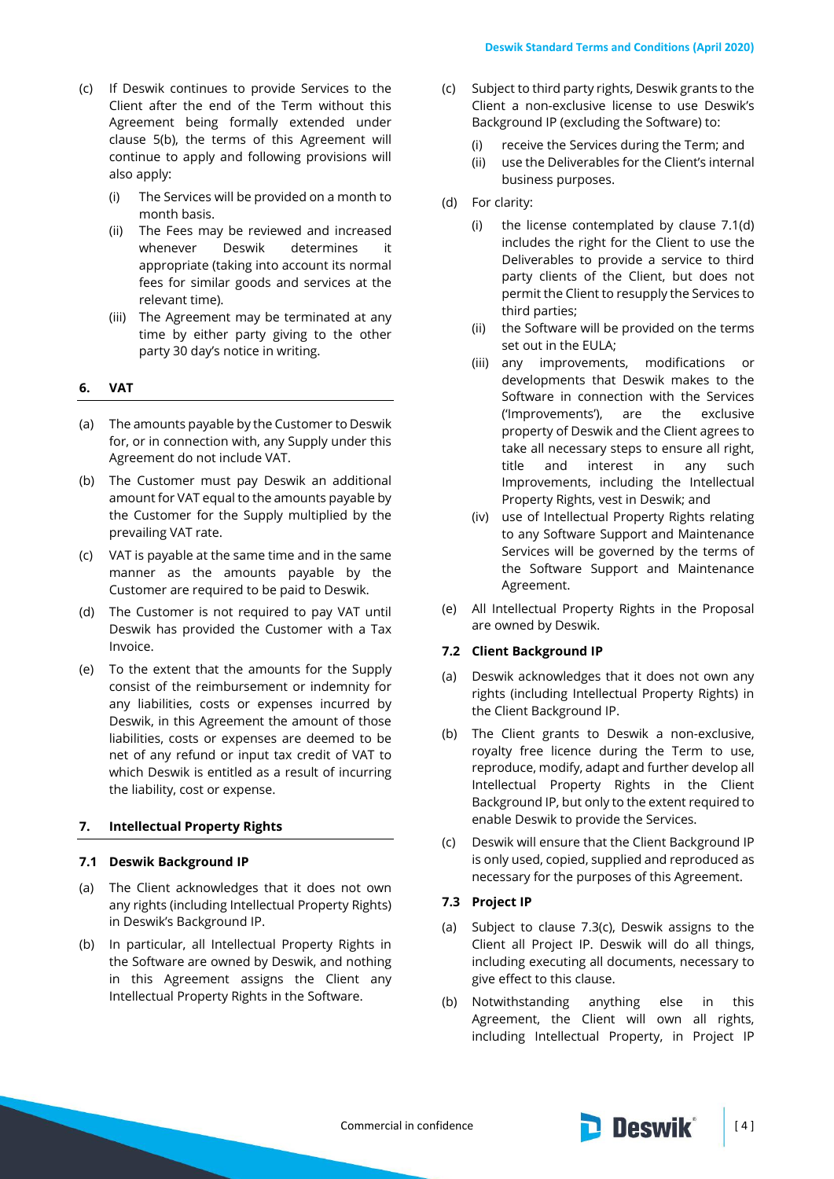(c) If Deswik continues to provide Services to the Client after the end of the Term without this Agreement being formally extended under clause 5(b), the terms of this Agreement will continue to apply and following provisions will also apply:

   (i) The Services will be provided on a month to month basis.

   (ii) The Fees may be reviewed and increased whenever Deswik determines it appropriate (taking into account its normal fees for similar goods and services at the relevant time).

   (iii) The Agreement may be terminated at any time by either party giving to the other party 30 day's notice in writing.

## 6. VAT

(a) The amounts payable by the Customer to Deswik for, or in connection with, any Supply under this Agreement do not include VAT.

(b) The Customer must pay Deswik an additional amount for VAT equal to the amounts payable by the Customer for the Supply multiplied by the prevailing VAT rate.

(c) VAT is payable at the same time and in the same manner as the amounts payable by the Customer are required to be paid to Deswik.

(d) The Customer is not required to pay VAT until Deswik has provided the Customer with a Tax Invoice.

(e) To the extent that the amounts for the Supply consist of the reimbursement or indemnity for any liabilities, costs or expenses incurred by Deswik, in this Agreement the amount of those liabilities, costs or expenses are deemed to be net of any refund or input tax credit of VAT to which Deswik is entitled as a result of incurring the liability, cost or expense.

## 7. Intellectual Property Rights

### 7.1 Deswik Background IP

(a) The Client acknowledges that it does not own any rights (including Intellectual Property Rights) in Deswik's Background IP.

(b) In particular, all Intellectual Property Rights in the Software are owned by Deswik, and nothing in this Agreement assigns the Client any Intellectual Property Rights in the Software.

(c) Subject to third party rights, Deswik grants to the Client a non-exclusive license to use Deswik's Background IP (excluding the Software) to:

   (i) receive the Services during the Term; and

   (ii) use the Deliverables for the Client's internal business purposes.

(d) For clarity:

   (i) the license contemplated by clause 7.1(d) includes the right for the Client to use the Deliverables to provide a service to third party clients of the Client, but does not permit the Client to resupply the Services to third parties;

   (ii) the Software will be provided on the terms set out in the EULA;

   (iii) any improvements, modifications or developments that Deswik makes to the Software in connection with the Services ('Improvements'), are the exclusive property of Deswik and the Client agrees to take all necessary steps to ensure all right, title and interest in any such Improvements, including the Intellectual Property Rights, vest in Deswik; and

   (iv) use of Intellectual Property Rights relating to any Software Support and Maintenance Services will be governed by the terms of the Software Support and Maintenance Agreement.

(e) All Intellectual Property Rights in the Proposal are owned by Deswik.

### 7.2 Client Background IP

(a) Deswik acknowledges that it does not own any rights (including Intellectual Property Rights) in the Client Background IP.

(b) The Client grants to Deswik a non-exclusive, royalty free licence during the Term to use, reproduce, modify, adapt and further develop all Intellectual Property Rights in the Client Background IP, but only to the extent required to enable Deswik to provide the Services.

(c) Deswik will ensure that the Client Background IP is only used, copied, supplied and reproduced as necessary for the purposes of this Agreement.

### 7.3 Project IP

(a) Subject to clause 7.3(c), Deswik assigns to the Client all Project IP. Deswik will do all things, including executing all documents, necessary to give effect to this clause.

(b) Notwithstanding anything else in this Agreement, the Client will own all rights, including Intellectual Property, in Project IP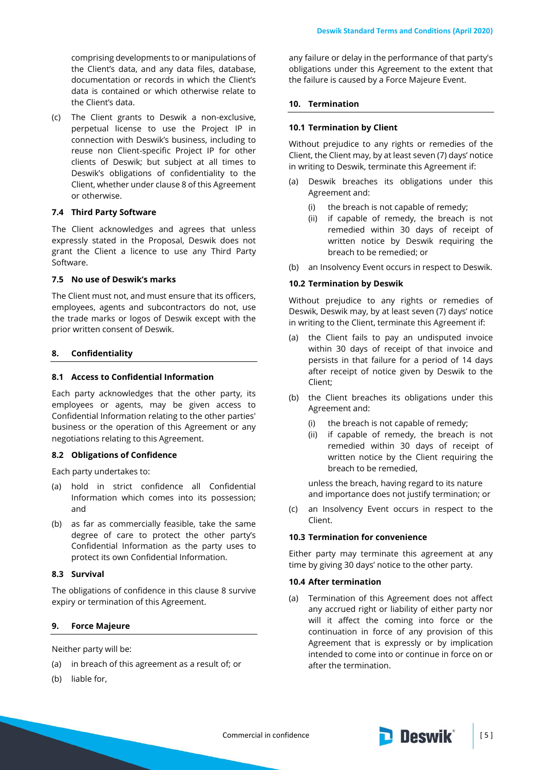comprising developments to or manipulations of the Client's data, and any data files, database, documentation or records in which the Client's data is contained or which otherwise relate to the Client's data.

(c) The Client grants to Deswik a non-exclusive, perpetual license to use the Project IP in connection with Deswik's business, including to reuse non Client-specific Project IP for other clients of Deswik; but subject at all times to Deswik's obligations of confidentiality to the Client, whether under clause 8 of this Agreement or otherwise.

### 7.4 Third Party Software

The Client acknowledges and agrees that unless expressly stated in the Proposal, Deswik does not grant the Client a licence to use any Third Party Software.

### 7.5 No use of Deswik's marks

The Client must not, and must ensure that its officers, employees, agents and subcontractors do not, use the trade marks or logos of Deswik except with the prior written consent of Deswik.

## 8. Confidentiality

### 8.1 Access to Confidential Information

Each party acknowledges that the other party, its employees or agents, may be given access to Confidential Information relating to the other parties' business or the operation of this Agreement or any negotiations relating to this Agreement.

### 8.2 Obligations of Confidence

Each party undertakes to:

(a) hold in strict confidence all Confidential Information which comes into its possession; and

(b) as far as commercially feasible, take the same degree of care to protect the other party's Confidential Information as the party uses to protect its own Confidential Information.

### 8.3 Survival

The obligations of confidence in this clause 8 survive expiry or termination of this Agreement.

## 9. Force Majeure

Neither party will be:

(a) in breach of this agreement as a result of; or

(b) liable for,

any failure or delay in the performance of that party's obligations under this Agreement to the extent that the failure is caused by a Force Majeure Event.

## 10. Termination

### 10.1 Termination by Client

Without prejudice to any rights or remedies of the Client, the Client may, by at least seven (7) days' notice in writing to Deswik, terminate this Agreement if:

(a) Deswik breaches its obligations under this Agreement and:

   (i) the breach is not capable of remedy;

   (ii) if capable of remedy, the breach is not remedied within 30 days of receipt of written notice by Deswik requiring the breach to be remedied; or

(b) an Insolvency Event occurs in respect to Deswik.

### 10.2 Termination by Deswik

Without prejudice to any rights or remedies of Deswik, Deswik may, by at least seven (7) days' notice in writing to the Client, terminate this Agreement if:

(a) the Client fails to pay an undisputed invoice within 30 days of receipt of that invoice and persists in that failure for a period of 14 days after receipt of notice given by Deswik to the Client;

(b) the Client breaches its obligations under this Agreement and:

   (i) the breach is not capable of remedy;

   (ii) if capable of remedy, the breach is not remedied within 30 days of receipt of written notice by the Client requiring the breach to be remedied,

   unless the breach, having regard to its nature and importance does not justify termination; or

(c) an Insolvency Event occurs in respect to the Client.

### 10.3 Termination for convenience

Either party may terminate this agreement at any time by giving 30 days' notice to the other party.

### 10.4 After termination

(a) Termination of this Agreement does not affect any accrued right or liability of either party nor will it affect the coming into force or the continuation in force of any provision of this Agreement that is expressly or by implication intended to come into or continue in force on or after the termination.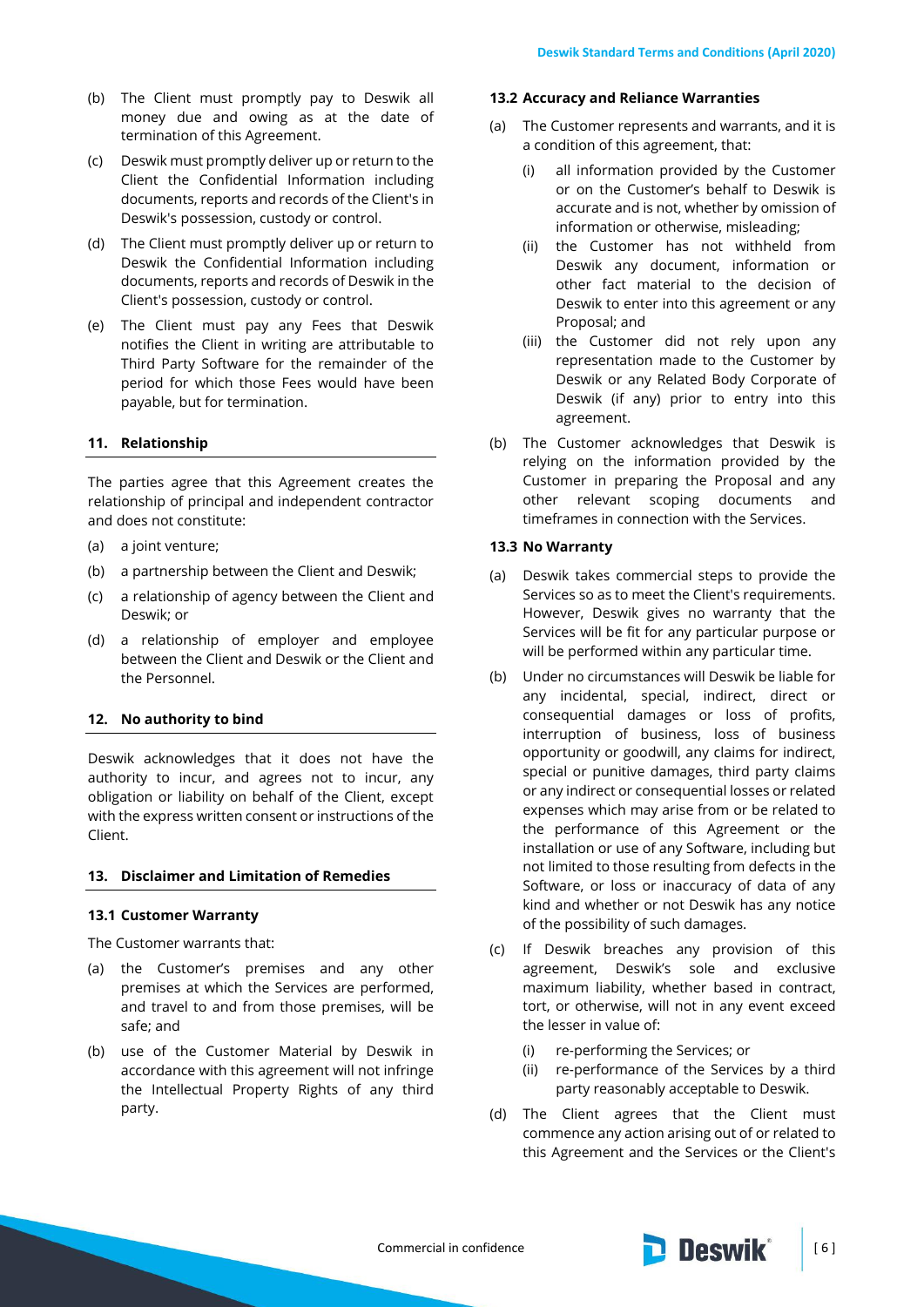(b) The Client must promptly pay to Deswik all money due and owing as at the date of termination of this Agreement.

(c) Deswik must promptly deliver up or return to the Client the Confidential Information including documents, reports and records of the Client's in Deswik's possession, custody or control.

(d) The Client must promptly deliver up or return to Deswik the Confidential Information including documents, reports and records of Deswik in the Client's possession, custody or control.

(e) The Client must pay any Fees that Deswik notifies the Client in writing are attributable to Third Party Software for the remainder of the period for which those Fees would have been payable, but for termination.

## 11. Relationship

The parties agree that this Agreement creates the relationship of principal and independent contractor and does not constitute:

(a) a joint venture;

(b) a partnership between the Client and Deswik;

(c) a relationship of agency between the Client and Deswik; or

(d) a relationship of employer and employee between the Client and Deswik or the Client and the Personnel.

## 12. No authority to bind

Deswik acknowledges that it does not have the authority to incur, and agrees not to incur, any obligation or liability on behalf of the Client, except with the express written consent or instructions of the Client.

## 13. Disclaimer and Limitation of Remedies

### 13.1 Customer Warranty

The Customer warrants that:

(a) the Customer's premises and any other premises at which the Services are performed, and travel to and from those premises, will be safe; and

(b) use of the Customer Material by Deswik in accordance with this agreement will not infringe the Intellectual Property Rights of any third party.

### 13.2 Accuracy and Reliance Warranties

(a) The Customer represents and warrants, and it is a condition of this agreement, that:

  (i) all information provided by the Customer or on the Customer's behalf to Deswik is accurate and is not, whether by omission of information or otherwise, misleading;

  (ii) the Customer has not withheld from Deswik any document, information or other fact material to the decision of Deswik to enter into this agreement or any Proposal; and

  (iii) the Customer did not rely upon any representation made to the Customer by Deswik or any Related Body Corporate of Deswik (if any) prior to entry into this agreement.

(b) The Customer acknowledges that Deswik is relying on the information provided by the Customer in preparing the Proposal and any other relevant scoping documents and timeframes in connection with the Services.

### 13.3 No Warranty

(a) Deswik takes commercial steps to provide the Services so as to meet the Client's requirements. However, Deswik gives no warranty that the Services will be fit for any particular purpose or will be performed within any particular time.

(b) Under no circumstances will Deswik be liable for any incidental, special, indirect, direct or consequential damages or loss of profits, interruption of business, loss of business opportunity or goodwill, any claims for indirect, special or punitive damages, third party claims or any indirect or consequential losses or related expenses which may arise from or be related to the performance of this Agreement or the installation or use of any Software, including but not limited to those resulting from defects in the Software, or loss or inaccuracy of data of any kind and whether or not Deswik has any notice of the possibility of such damages.

(c) If Deswik breaches any provision of this agreement, Deswik's sole and exclusive maximum liability, whether based in contract, tort, or otherwise, will not in any event exceed the lesser in value of:

  (i) re-performing the Services; or

  (ii) re-performance of the Services by a third party reasonably acceptable to Deswik.

(d) The Client agrees that the Client must commence any action arising out of or related to this Agreement and the Services or the Client's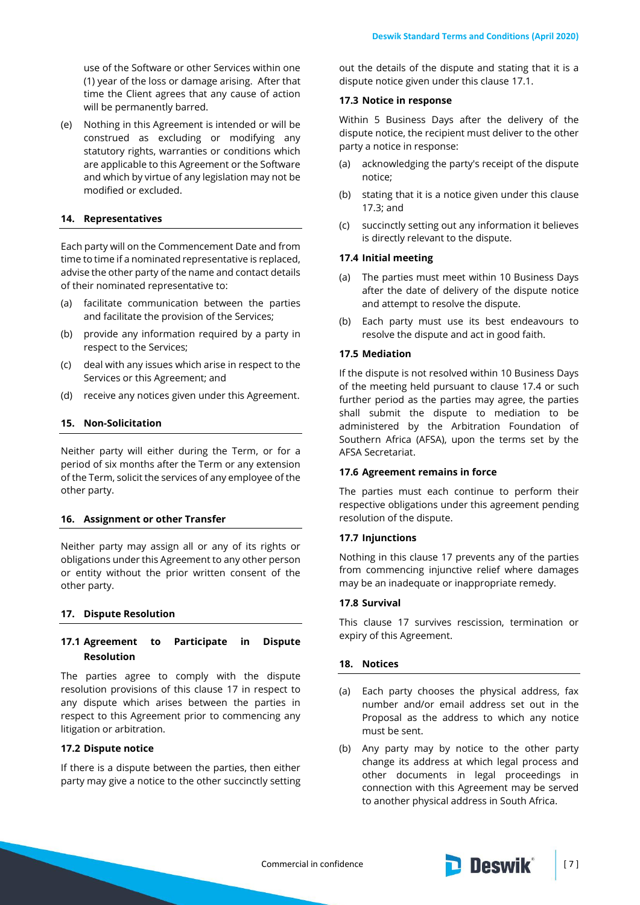use of the Software or other Services within one (1) year of the loss or damage arising. After that time the Client agrees that any cause of action will be permanently barred.

(e) Nothing in this Agreement is intended or will be construed as excluding or modifying any statutory rights, warranties or conditions which are applicable to this Agreement or the Software and which by virtue of any legislation may not be modified or excluded.

## 14. Representatives

Each party will on the Commencement Date and from time to time if a nominated representative is replaced, advise the other party of the name and contact details of their nominated representative to:

(a) facilitate communication between the parties and facilitate the provision of the Services;

(b) provide any information required by a party in respect to the Services;

(c) deal with any issues which arise in respect to the Services or this Agreement; and

(d) receive any notices given under this Agreement.

## 15. Non-Solicitation

Neither party will either during the Term, or for a period of six months after the Term or any extension of the Term, solicit the services of any employee of the other party.

## 16. Assignment or other Transfer

Neither party may assign all or any of its rights or obligations under this Agreement to any other person or entity without the prior written consent of the other party.

## 17. Dispute Resolution

### 17.1 Agreement to Participate in Dispute Resolution

The parties agree to comply with the dispute resolution provisions of this clause 17 in respect to any dispute which arises between the parties in respect to this Agreement prior to commencing any litigation or arbitration.

### 17.2 Dispute notice

If there is a dispute between the parties, then either party may give a notice to the other succinctly setting out the details of the dispute and stating that it is a dispute notice given under this clause 17.1.

### 17.3 Notice in response

Within 5 Business Days after the delivery of the dispute notice, the recipient must deliver to the other party a notice in response:

(a) acknowledging the party's receipt of the dispute notice;

(b) stating that it is a notice given under this clause 17.3; and

(c) succinctly setting out any information it believes is directly relevant to the dispute.

### 17.4 Initial meeting

(a) The parties must meet within 10 Business Days after the date of delivery of the dispute notice and attempt to resolve the dispute.

(b) Each party must use its best endeavours to resolve the dispute and act in good faith.

### 17.5 Mediation

If the dispute is not resolved within 10 Business Days of the meeting held pursuant to clause 17.4 or such further period as the parties may agree, the parties shall submit the dispute to mediation to be administered by the Arbitration Foundation of Southern Africa (AFSA), upon the terms set by the AFSA Secretariat.

### 17.6 Agreement remains in force

The parties must each continue to perform their respective obligations under this agreement pending resolution of the dispute.

### 17.7 Injunctions

Nothing in this clause 17 prevents any of the parties from commencing injunctive relief where damages may be an inadequate or inappropriate remedy.

### 17.8 Survival

This clause 17 survives rescission, termination or expiry of this Agreement.

## 18. Notices

(a) Each party chooses the physical address, fax number and/or email address set out in the Proposal as the address to which any notice must be sent.

(b) Any party may by notice to the other party change its address at which legal process and other documents in legal proceedings in connection with this Agreement may be served to another physical address in South Africa.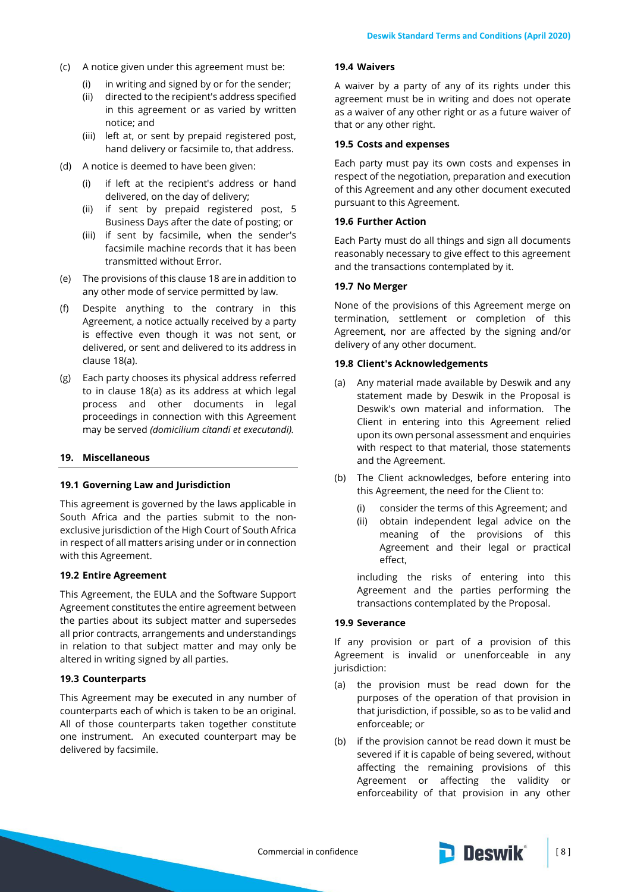(c) A notice given under this agreement must be:

   (i) in writing and signed by or for the sender;
   (ii) directed to the recipient's address specified in this agreement or as varied by written notice; and
   (iii) left at, or sent by prepaid registered post, hand delivery or facsimile to, that address.

(d) A notice is deemed to have been given:

   (i) if left at the recipient's address or hand delivered, on the day of delivery;
   (ii) if sent by prepaid registered post, 5 Business Days after the date of posting; or
   (iii) if sent by facsimile, when the sender's facsimile machine records that it has been transmitted without Error.

(e) The provisions of this clause 18 are in addition to any other mode of service permitted by law.

(f) Despite anything to the contrary in this Agreement, a notice actually received by a party is effective even though it was not sent, or delivered, or sent and delivered to its address in clause 18(a).

(g) Each party chooses its physical address referred to in clause 18(a) as its address at which legal process and other documents in legal proceedings in connection with this Agreement may be served *(domicilium citandi et executandi).*

## 19. Miscellaneous

### 19.1 Governing Law and Jurisdiction

This agreement is governed by the laws applicable in South Africa and the parties submit to the non-exclusive jurisdiction of the High Court of South Africa in respect of all matters arising under or in connection with this Agreement.

### 19.2 Entire Agreement

This Agreement, the EULA and the Software Support Agreement constitutes the entire agreement between the parties about its subject matter and supersedes all prior contracts, arrangements and understandings in relation to that subject matter and may only be altered in writing signed by all parties.

### 19.3 Counterparts

This Agreement may be executed in any number of counterparts each of which is taken to be an original. All of those counterparts taken together constitute one instrument. An executed counterpart may be delivered by facsimile.

### 19.4 Waivers

A waiver by a party of any of its rights under this agreement must be in writing and does not operate as a waiver of any other right or as a future waiver of that or any other right.

### 19.5 Costs and expenses

Each party must pay its own costs and expenses in respect of the negotiation, preparation and execution of this Agreement and any other document executed pursuant to this Agreement.

### 19.6 Further Action

Each Party must do all things and sign all documents reasonably necessary to give effect to this agreement and the transactions contemplated by it.

### 19.7 No Merger

None of the provisions of this Agreement merge on termination, settlement or completion of this Agreement, nor are affected by the signing and/or delivery of any other document.

### 19.8 Client's Acknowledgements

(a) Any material made available by Deswik and any statement made by Deswik in the Proposal is Deswik's own material and information. The Client in entering into this Agreement relied upon its own personal assessment and enquiries with respect to that material, those statements and the Agreement.

(b) The Client acknowledges, before entering into this Agreement, the need for the Client to:

   (i) consider the terms of this Agreement; and
   (ii) obtain independent legal advice on the meaning of the provisions of this Agreement and their legal or practical effect,

   including the risks of entering into this Agreement and the parties performing the transactions contemplated by the Proposal.

### 19.9 Severance

If any provision or part of a provision of this Agreement is invalid or unenforceable in any jurisdiction:

(a) the provision must be read down for the purposes of the operation of that provision in that jurisdiction, if possible, so as to be valid and enforceable; or

(b) if the provision cannot be read down it must be severed if it is capable of being severed, without affecting the remaining provisions of this Agreement or affecting the validity or enforceability of that provision in any other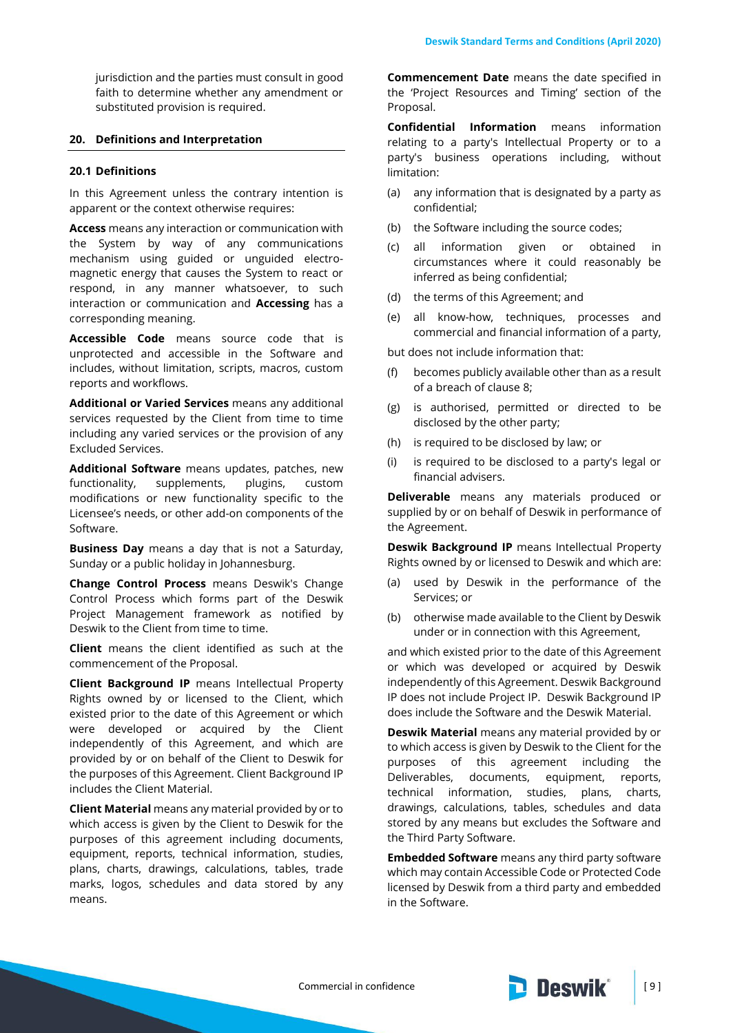jurisdiction and the parties must consult in good faith to determine whether any amendment or substituted provision is required.

## 20. Definitions and Interpretation

### 20.1 Definitions

In this Agreement unless the contrary intention is apparent or the context otherwise requires:

**Access** means any interaction or communication with the System by way of any communications mechanism using guided or unguided electro-magnetic energy that causes the System to react or respond, in any manner whatsoever, to such interaction or communication and **Accessing** has a corresponding meaning.

**Accessible Code** means source code that is unprotected and accessible in the Software and includes, without limitation, scripts, macros, custom reports and workflows.

**Additional or Varied Services** means any additional services requested by the Client from time to time including any varied services or the provision of any Excluded Services.

**Additional Software** means updates, patches, new functionality, supplements, plugins, custom modifications or new functionality specific to the Licensee's needs, or other add-on components of the Software.

**Business Day** means a day that is not a Saturday, Sunday or a public holiday in Johannesburg.

**Change Control Process** means Deswik's Change Control Process which forms part of the Deswik Project Management framework as notified by Deswik to the Client from time to time.

**Client** means the client identified as such at the commencement of the Proposal.

**Client Background IP** means Intellectual Property Rights owned by or licensed to the Client, which existed prior to the date of this Agreement or which were developed or acquired by the Client independently of this Agreement, and which are provided by or on behalf of the Client to Deswik for the purposes of this Agreement. Client Background IP includes the Client Material.

**Client Material** means any material provided by or to which access is given by the Client to Deswik for the purposes of this agreement including documents, equipment, reports, technical information, studies, plans, charts, drawings, calculations, tables, trade marks, logos, schedules and data stored by any means.

**Commencement Date** means the date specified in the 'Project Resources and Timing' section of the Proposal.

**Confidential Information** means information relating to a party's Intellectual Property or to a party's business operations including, without limitation:

(a) any information that is designated by a party as confidential;

(b) the Software including the source codes;

(c) all information given or obtained in circumstances where it could reasonably be inferred as being confidential;

(d) the terms of this Agreement; and

(e) all know-how, techniques, processes and commercial and financial information of a party,

but does not include information that:

(f) becomes publicly available other than as a result of a breach of clause 8;

(g) is authorised, permitted or directed to be disclosed by the other party;

(h) is required to be disclosed by law; or

(i) is required to be disclosed to a party's legal or financial advisers.

**Deliverable** means any materials produced or supplied by or on behalf of Deswik in performance of the Agreement.

**Deswik Background IP** means Intellectual Property Rights owned by or licensed to Deswik and which are:

(a) used by Deswik in the performance of the Services; or

(b) otherwise made available to the Client by Deswik under or in connection with this Agreement,

and which existed prior to the date of this Agreement or which was developed or acquired by Deswik independently of this Agreement. Deswik Background IP does not include Project IP. Deswik Background IP does include the Software and the Deswik Material.

**Deswik Material** means any material provided by or to which access is given by Deswik to the Client for the purposes of this agreement including the Deliverables, documents, equipment, reports, technical information, studies, plans, charts, drawings, calculations, tables, schedules and data stored by any means but excludes the Software and the Third Party Software.

**Embedded Software** means any third party software which may contain Accessible Code or Protected Code licensed by Deswik from a third party and embedded in the Software.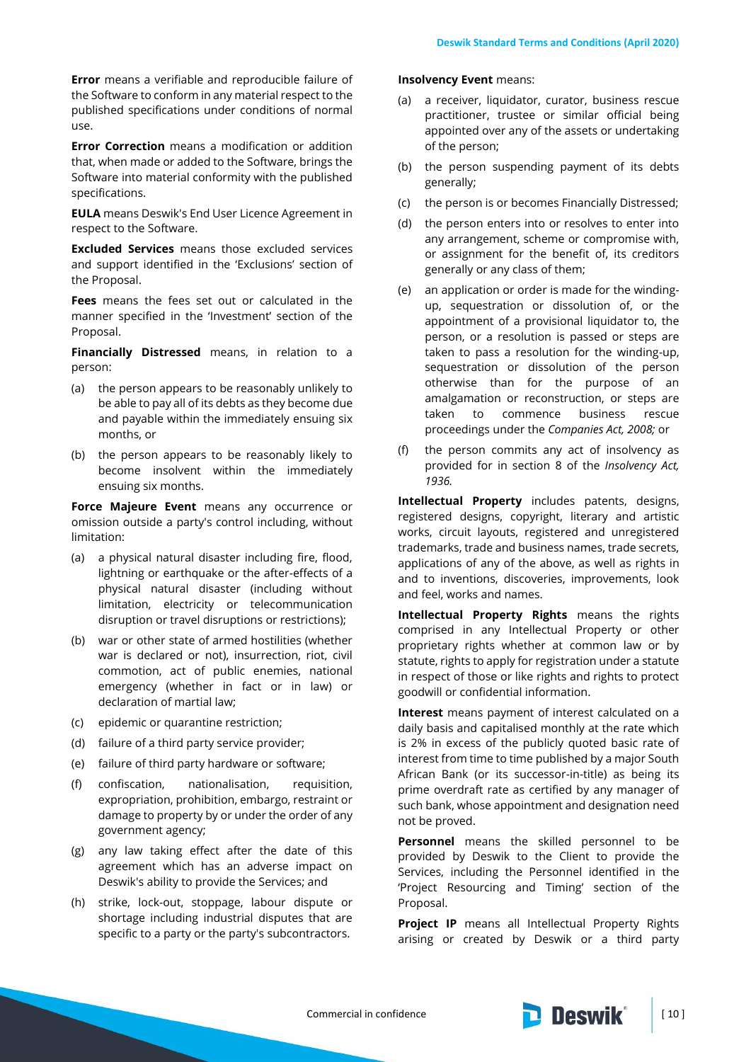**Error** means a verifiable and reproducible failure of the Software to conform in any material respect to the published specifications under conditions of normal use.

**Error Correction** means a modification or addition that, when made or added to the Software, brings the Software into material conformity with the published specifications.

**EULA** means Deswik's End User Licence Agreement in respect to the Software.

**Excluded Services** means those excluded services and support identified in the 'Exclusions' section of the Proposal.

**Fees** means the fees set out or calculated in the manner specified in the 'Investment' section of the Proposal.

**Financially Distressed** means, in relation to a person:

(a) the person appears to be reasonably unlikely to be able to pay all of its debts as they become due and payable within the immediately ensuing six months, or

(b) the person appears to be reasonably likely to become insolvent within the immediately ensuing six months.

**Force Majeure Event** means any occurrence or omission outside a party's control including, without limitation:

(a) a physical natural disaster including fire, flood, lightning or earthquake or the after-effects of a physical natural disaster (including without limitation, electricity or telecommunication disruption or travel disruptions or restrictions);

(b) war or other state of armed hostilities (whether war is declared or not), insurrection, riot, civil commotion, act of public enemies, national emergency (whether in fact or in law) or declaration of martial law;

(c) epidemic or quarantine restriction;

(d) failure of a third party service provider;

(e) failure of third party hardware or software;

(f) confiscation, nationalisation, requisition, expropriation, prohibition, embargo, restraint or damage to property by or under the order of any government agency;

(g) any law taking effect after the date of this agreement which has an adverse impact on Deswik's ability to provide the Services; and

(h) strike, lock-out, stoppage, labour dispute or shortage including industrial disputes that are specific to a party or the party's subcontractors.

**Insolvency Event** means:

(a) a receiver, liquidator, curator, business rescue practitioner, trustee or similar official being appointed over any of the assets or undertaking of the person;

(b) the person suspending payment of its debts generally;

(c) the person is or becomes Financially Distressed;

(d) the person enters into or resolves to enter into any arrangement, scheme or compromise with, or assignment for the benefit of, its creditors generally or any class of them;

(e) an application or order is made for the winding-up, sequestration or dissolution of, or the appointment of a provisional liquidator to, the person, or a resolution is passed or steps are taken to pass a resolution for the winding-up, sequestration or dissolution of the person otherwise than for the purpose of an amalgamation or reconstruction, or steps are taken to commence business rescue proceedings under the *Companies Act, 2008;* or

(f) the person commits any act of insolvency as provided for in section 8 of the *Insolvency Act, 1936*.

**Intellectual Property** includes patents, designs, registered designs, copyright, literary and artistic works, circuit layouts, registered and unregistered trademarks, trade and business names, trade secrets, applications of any of the above, as well as rights in and to inventions, discoveries, improvements, look and feel, works and names.

**Intellectual Property Rights** means the rights comprised in any Intellectual Property or other proprietary rights whether at common law or by statute, rights to apply for registration under a statute in respect of those or like rights and rights to protect goodwill or confidential information.

**Interest** means payment of interest calculated on a daily basis and capitalised monthly at the rate which is 2% in excess of the publicly quoted basic rate of interest from time to time published by a major South African Bank (or its successor-in-title) as being its prime overdraft rate as certified by any manager of such bank, whose appointment and designation need not be proved.

**Personnel** means the skilled personnel to be provided by Deswik to the Client to provide the Services, including the Personnel identified in the 'Project Resourcing and Timing' section of the Proposal.

**Project IP** means all Intellectual Property Rights arising or created by Deswik or a third party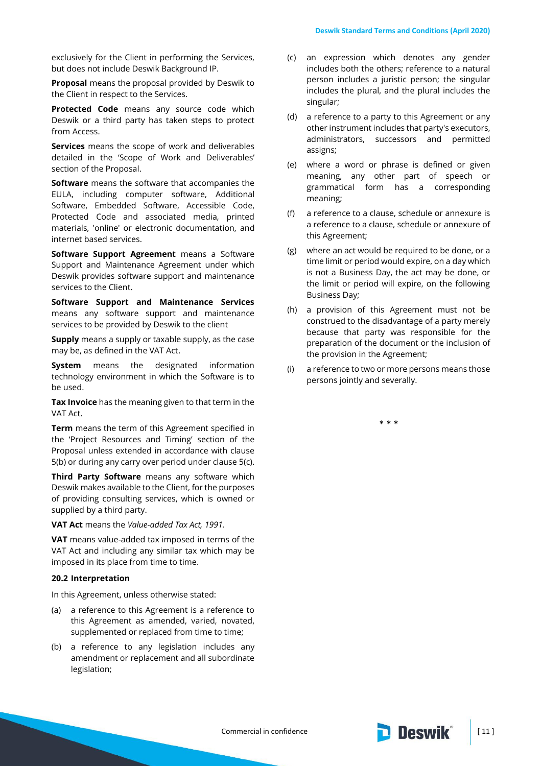exclusively for the Client in performing the Services, but does not include Deswik Background IP.

**Proposal** means the proposal provided by Deswik to the Client in respect to the Services.

**Protected Code** means any source code which Deswik or a third party has taken steps to protect from Access.

**Services** means the scope of work and deliverables detailed in the 'Scope of Work and Deliverables' section of the Proposal.

**Software** means the software that accompanies the EULA, including computer software, Additional Software, Embedded Software, Accessible Code, Protected Code and associated media, printed materials, 'online' or electronic documentation, and internet based services.

**Software Support Agreement** means a Software Support and Maintenance Agreement under which Deswik provides software support and maintenance services to the Client.

**Software Support and Maintenance Services** means any software support and maintenance services to be provided by Deswik to the client

**Supply** means a supply or taxable supply, as the case may be, as defined in the VAT Act.

**System** means the designated information technology environment in which the Software is to be used.

**Tax Invoice** has the meaning given to that term in the VAT Act.

**Term** means the term of this Agreement specified in the 'Project Resources and Timing' section of the Proposal unless extended in accordance with clause 5(b) or during any carry over period under clause 5(c).

**Third Party Software** means any software which Deswik makes available to the Client, for the purposes of providing consulting services, which is owned or supplied by a third party.

**VAT Act** means the *Value-added Tax Act, 1991.*

**VAT** means value-added tax imposed in terms of the VAT Act and including any similar tax which may be imposed in its place from time to time.

### 20.2 Interpretation

In this Agreement, unless otherwise stated:

(a) a reference to this Agreement is a reference to this Agreement as amended, varied, novated, supplemented or replaced from time to time;

(b) a reference to any legislation includes any amendment or replacement and all subordinate legislation;

(c) an expression which denotes any gender includes both the others; reference to a natural person includes a juristic person; the singular includes the plural, and the plural includes the singular;

(d) a reference to a party to this Agreement or any other instrument includes that party's executors, administrators, successors and permitted assigns;

(e) where a word or phrase is defined or given meaning, any other part of speech or grammatical form has a corresponding meaning;

(f) a reference to a clause, schedule or annexure is a reference to a clause, schedule or annexure of this Agreement;

(g) where an act would be required to be done, or a time limit or period would expire, on a day which is not a Business Day, the act may be done, or the limit or period will expire, on the following Business Day;

(h) a provision of this Agreement must not be construed to the disadvantage of a party merely because that party was responsible for the preparation of the document or the inclusion of the provision in the Agreement;

(i) a reference to two or more persons means those persons jointly and severally.

\* \* \*